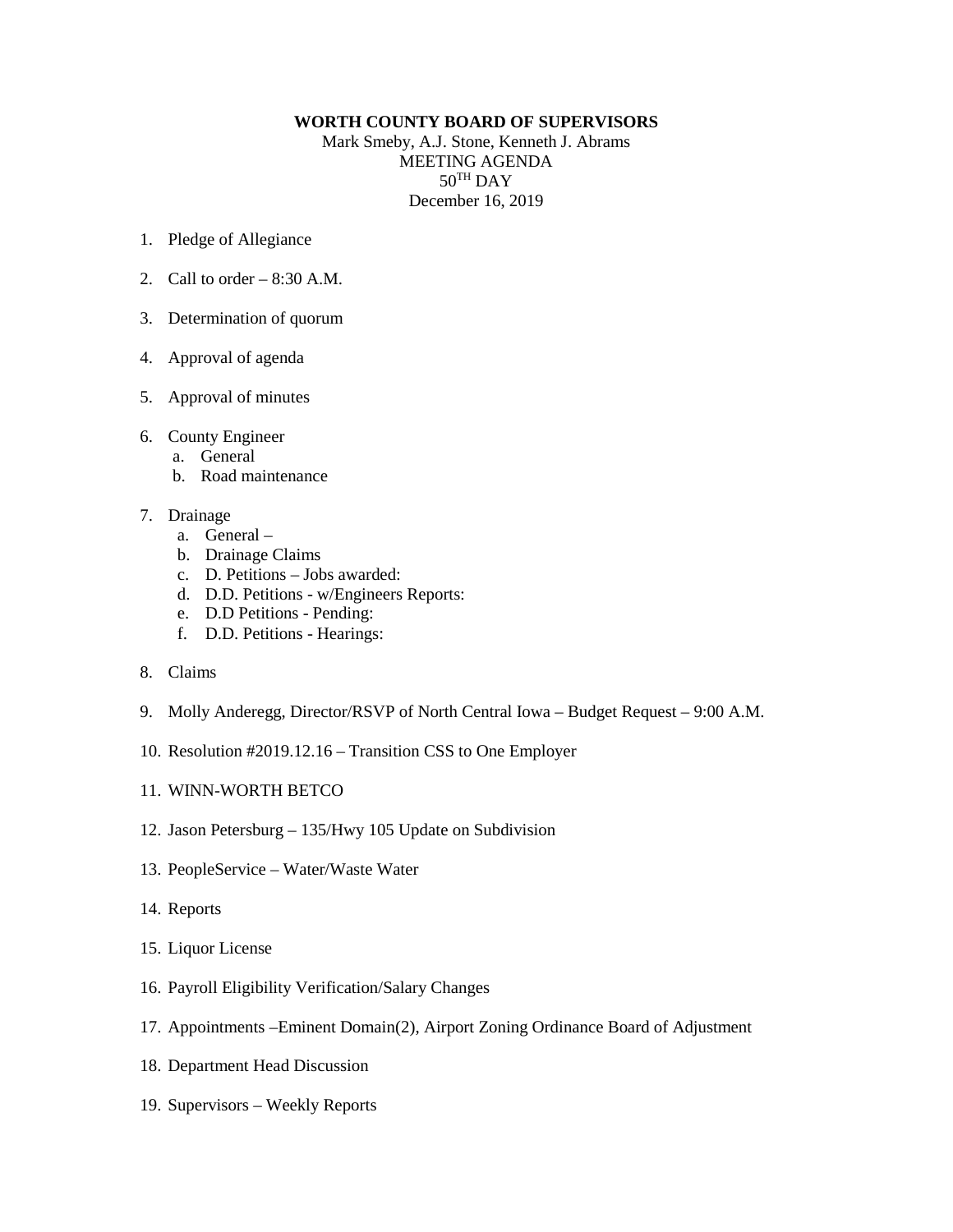**WORTH COUNTY BOARD OF SUPERVISORS**

Mark Smeby, A.J. Stone, Kenneth J. Abrams
MEETING AGENDA
$50^{TH}$ DAY
December 16, 2019

1. Pledge of Allegiance
2. Call to order – 8:30 A.M.
3. Determination of quorum
4. Approval of agenda
5. Approval of minutes
6. County Engineer
   a. General
   b. Road maintenance
7. Drainage
   a. General –
   b. Drainage Claims
   c. D. Petitions – Jobs awarded:
   d. D.D. Petitions - w/Engineers Reports:
   e. D.D Petitions - Pending:
   f. D.D. Petitions - Hearings:
8. Claims
9. Molly Anderegg, Director/RSVP of North Central Iowa – Budget Request – 9:00 A.M.
10. Resolution #2019.12.16 – Transition CSS to One Employer
11. WINN-WORTH BETCO
12. Jason Petersburg – 135/Hwy 105 Update on Subdivision
13. PeopleService – Water/Waste Water
14. Reports
15. Liquor License
16. Payroll Eligibility Verification/Salary Changes
17. Appointments –Eminent Domain(2), Airport Zoning Ordinance Board of Adjustment
18. Department Head Discussion
19. Supervisors – Weekly Reports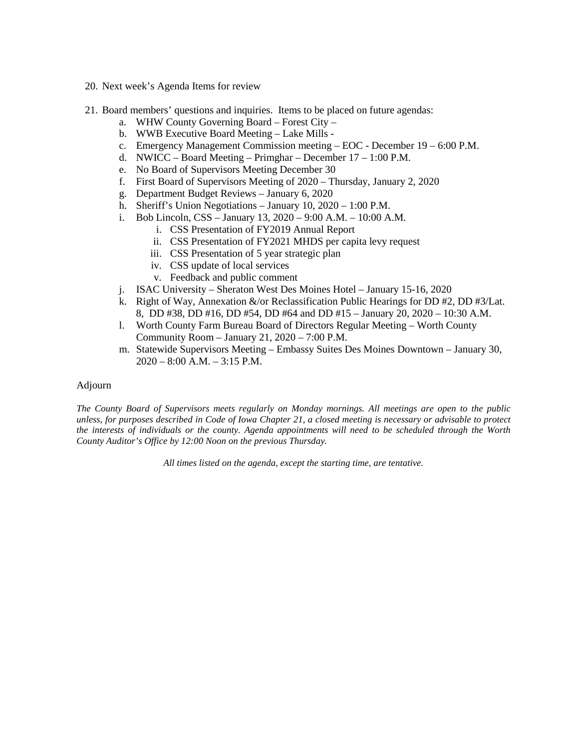20. Next week's Agenda Items for review

21. Board members' questions and inquiries. Items to be placed on future agendas:
    a. WHW County Governing Board – Forest City –
    b. WWB Executive Board Meeting – Lake Mills -
    c. Emergency Management Commission meeting – EOC - December 19 – 6:00 P.M.
    d. NWICC – Board Meeting – Primghar – December 17 – 1:00 P.M.
    e. No Board of Supervisors Meeting December 30
    f. First Board of Supervisors Meeting of 2020 – Thursday, January 2, 2020
    g. Department Budget Reviews – January 6, 2020
    h. Sheriff's Union Negotiations – January 10, 2020 – 1:00 P.M.
    i. Bob Lincoln, CSS – January 13, 2020 – 9:00 A.M. – 10:00 A.M.
        i. CSS Presentation of FY2019 Annual Report
        ii. CSS Presentation of FY2021 MHDS per capita levy request
        iii. CSS Presentation of 5 year strategic plan
        iv. CSS update of local services
        v. Feedback and public comment
    j. ISAC University – Sheraton West Des Moines Hotel – January 15-16, 2020
    k. Right of Way, Annexation &/or Reclassification Public Hearings for DD #2, DD #3/Lat. 8, DD #38, DD #16, DD #54, DD #64 and DD #15 – January 20, 2020 – 10:30 A.M.
    l. Worth County Farm Bureau Board of Directors Regular Meeting – Worth County Community Room – January 21, 2020 – 7:00 P.M.
    m. Statewide Supervisors Meeting – Embassy Suites Des Moines Downtown – January 30, 2020 – 8:00 A.M. – 3:15 P.M.

Adjourn

*The County Board of Supervisors meets regularly on Monday mornings. All meetings are open to the public unless, for purposes described in Code of Iowa Chapter 21, a closed meeting is necessary or advisable to protect the interests of individuals or the county. Agenda appointments will need to be scheduled through the Worth County Auditor's Office by 12:00 Noon on the previous Thursday.*

*All times listed on the agenda, except the starting time, are tentative.*